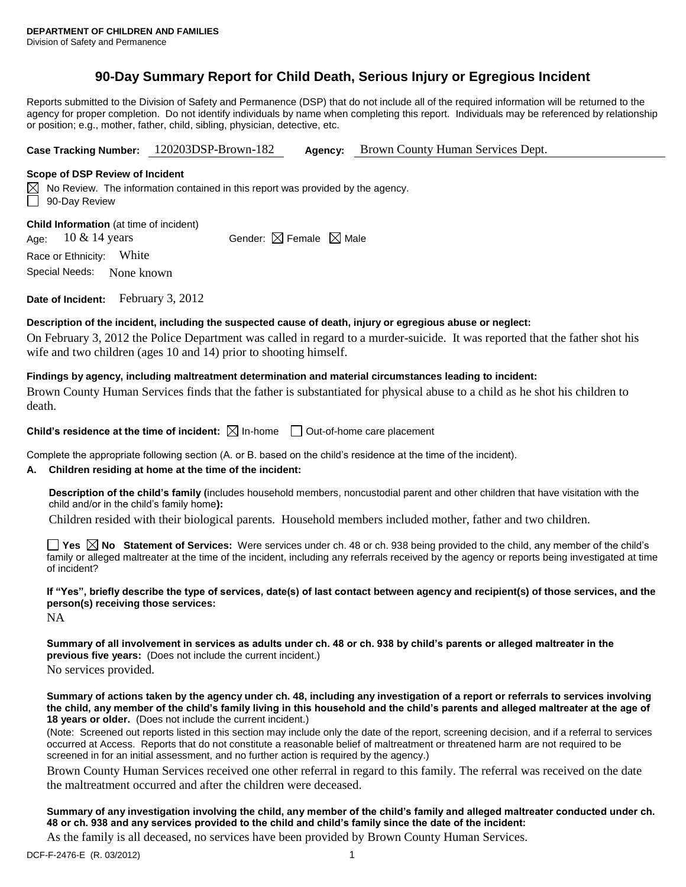**DEPARTMENT OF CHILDREN AND FAMILIES**
Division of Safety and Permanence

# 90-Day Summary Report for Child Death, Serious Injury or Egregious Incident

Reports submitted to the Division of Safety and Permanence (DSP) that do not include all of the required information will be returned to the agency for proper completion. Do not identify individuals by name when completing this report. Individuals may be referenced by relationship or position; e.g., mother, father, child, sibling, physician, detective, etc.

**Case Tracking Number:** 120203DSP-Brown-182 **Agency:** Brown County Human Services Dept.

**Scope of DSP Review of Incident**

☒ No Review. The information contained in this report was provided by the agency.
☐ 90-Day Review

**Child Information** (at time of incident)

Age: 10 & 14 years Gender: ☒ Female ☒ Male

Race or Ethnicity: White

Special Needs: None known

**Date of Incident:** February 3, 2012

**Description of the incident, including the suspected cause of death, injury or egregious abuse or neglect:**

On February 3, 2012 the Police Department was called in regard to a murder-suicide. It was reported that the father shot his wife and two children (ages 10 and 14) prior to shooting himself.

**Findings by agency, including maltreatment determination and material circumstances leading to incident:**

Brown County Human Services finds that the father is substantiated for physical abuse to a child as he shot his children to death.

**Child's residence at the time of incident:** ☒ In-home ☐ Out-of-home care placement

Complete the appropriate following section (A. or B. based on the child's residence at the time of the incident).

**A. Children residing at home at the time of the incident:**

**Description of the child's family (**includes household members, noncustodial parent and other children that have visitation with the child and/or in the child's family home**):**

Children resided with their biological parents. Household members included mother, father and two children.

☐ **Yes** ☒ **No Statement of Services:** Were services under ch. 48 or ch. 938 being provided to the child, any member of the child's family or alleged maltreater at the time of the incident, including any referrals received by the agency or reports being investigated at time of incident?

**If "Yes", briefly describe the type of services, date(s) of last contact between agency and recipient(s) of those services, and the person(s) receiving those services:**

NA

**Summary of all involvement in services as adults under ch. 48 or ch. 938 by child's parents or alleged maltreater in the previous five years:** (Does not include the current incident.)

No services provided.

**Summary of actions taken by the agency under ch. 48, including any investigation of a report or referrals to services involving the child, any member of the child's family living in this household and the child's parents and alleged maltreater at the age of 18 years or older.** (Does not include the current incident.)

(Note: Screened out reports listed in this section may include only the date of the report, screening decision, and if a referral to services occurred at Access. Reports that do not constitute a reasonable belief of maltreatment or threatened harm are not required to be screened in for an initial assessment, and no further action is required by the agency.)

Brown County Human Services received one other referral in regard to this family. The referral was received on the date the maltreatment occurred and after the children were deceased.

**Summary of any investigation involving the child, any member of the child's family and alleged maltreater conducted under ch. 48 or ch. 938 and any services provided to the child and child's family since the date of the incident:**

As the family is all deceased, no services have been provided by Brown County Human Services.

DCF-F-2476-E (R. 03/2012)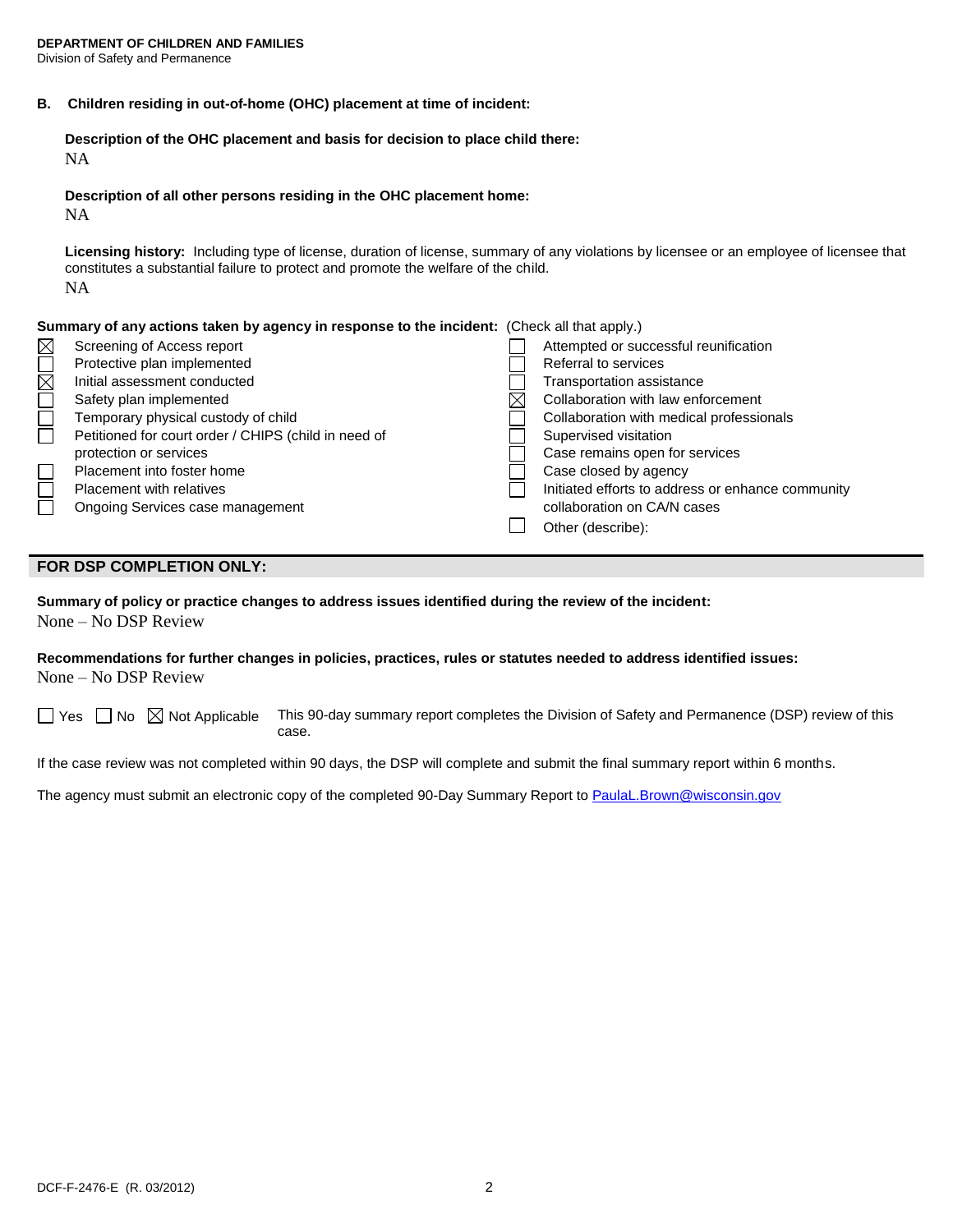**DEPARTMENT OF CHILDREN AND FAMILIES**
Division of Safety and Permanence

**B. Children residing in out-of-home (OHC) placement at time of incident:**

**Description of the OHC placement and basis for decision to place child there:**
NA

**Description of all other persons residing in the OHC placement home:**
NA

**Licensing history:** Including type of license, duration of license, summary of any violations by licensee or an employee of licensee that constitutes a substantial failure to protect and promote the welfare of the child.
NA

**Summary of any actions taken by agency in response to the incident:** (Check all that apply.)

- ☒ Screening of Access report
- ☐ Protective plan implemented
- ☒ Initial assessment conducted
- ☐ Safety plan implemented
- ☐ Temporary physical custody of child
- ☐ Petitioned for court order / CHIPS (child in need of protection or services
- ☐ Placement into foster home
- ☐ Placement with relatives
- ☐ Ongoing Services case management
- ☐ Attempted or successful reunification
- ☐ Referral to services
- ☐ Transportation assistance
- ☒ Collaboration with law enforcement
- ☐ Collaboration with medical professionals
- ☐ Supervised visitation
- ☐ Case remains open for services
- ☐ Case closed by agency
- ☐ Initiated efforts to address or enhance community collaboration on CA/N cases
- ☐ Other (describe):

## FOR DSP COMPLETION ONLY:

**Summary of policy or practice changes to address issues identified during the review of the incident:**
None – No DSP Review

**Recommendations for further changes in policies, practices, rules or statutes needed to address identified issues:**
None – No DSP Review

☐ Yes ☐ No ☒ Not Applicable This 90-day summary report completes the Division of Safety and Permanence (DSP) review of this case.

If the case review was not completed within 90 days, the DSP will complete and submit the final summary report within 6 months.

The agency must submit an electronic copy of the completed 90-Day Summary Report to PaulaL.Brown@wisconsin.gov

DCF-F-2476-E (R. 03/2012)